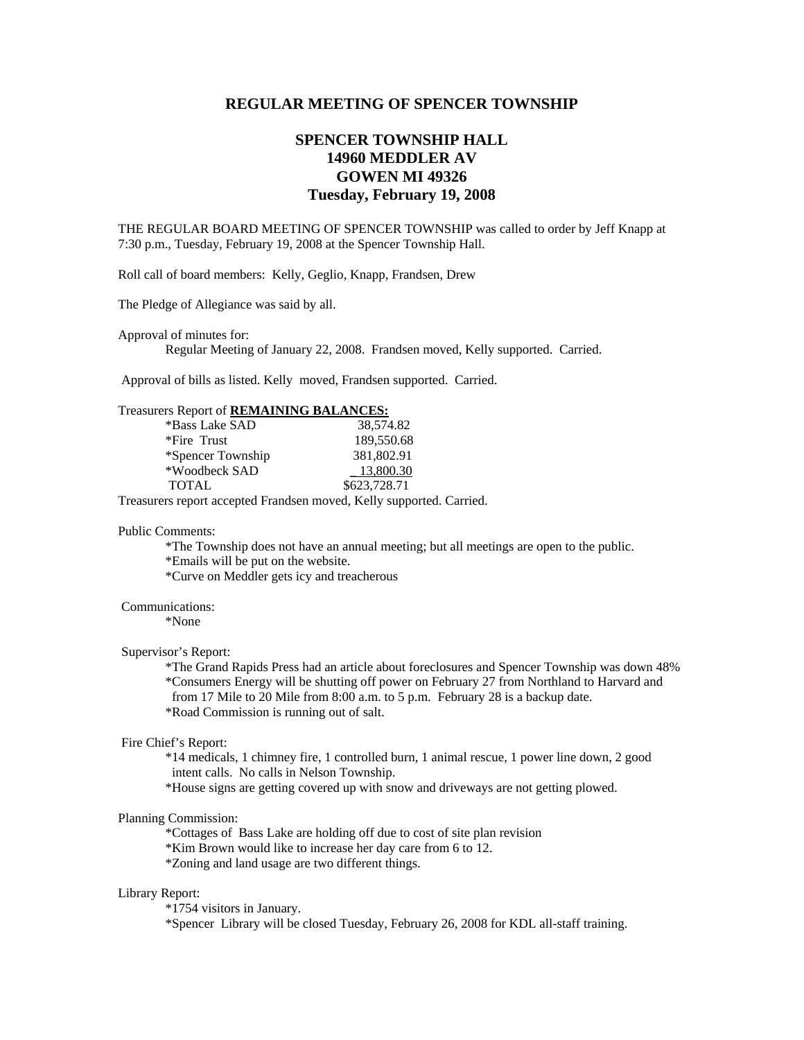# REGULAR MEETING OF SPENCER TOWNSHIP

## SPENCER TOWNSHIP HALL
## 14960 MEDDLER AV
## GOWEN MI 49326
## Tuesday, February 19, 2008

THE REGULAR BOARD MEETING OF SPENCER TOWNSHIP was called to order by Jeff Knapp at 7:30 p.m., Tuesday, February 19, 2008 at the Spencer Township Hall.

Roll call of board members: Kelly, Geglio, Knapp, Frandsen, Drew

The Pledge of Allegiance was said by all.

Approval of minutes for:

Regular Meeting of January 22, 2008. Frandsen moved, Kelly supported. Carried.

Approval of bills as listed. Kelly moved, Frandsen supported. Carried.

Treasurers Report of **REMAINING BALANCES:**

| | |
|---|---|
| *Bass Lake SAD | 38,574.82 |
| *Fire Trust | 189,550.68 |
| *Spencer Township | 381,802.91 |
| *Woodbeck SAD | 13,800.30 |
| TOTAL | $623,728.71 |

Treasurers report accepted Frandsen moved, Kelly supported. Carried.

Public Comments:

*The Township does not have an annual meeting; but all meetings are open to the public.
*Emails will be put on the website.
*Curve on Meddler gets icy and treacherous

Communications:

*None

Supervisor's Report:

*The Grand Rapids Press had an article about foreclosures and Spencer Township was down 48%
*Consumers Energy will be shutting off power on February 27 from Northland to Harvard and from 17 Mile to 20 Mile from 8:00 a.m. to 5 p.m. February 28 is a backup date.
*Road Commission is running out of salt.

Fire Chief's Report:

*14 medicals, 1 chimney fire, 1 controlled burn, 1 animal rescue, 1 power line down, 2 good intent calls. No calls in Nelson Township.
*House signs are getting covered up with snow and driveways are not getting plowed.

Planning Commission:

*Cottages of Bass Lake are holding off due to cost of site plan revision
*Kim Brown would like to increase her day care from 6 to 12.
*Zoning and land usage are two different things.

Library Report:

*1754 visitors in January.
*Spencer Library will be closed Tuesday, February 26, 2008 for KDL all-staff training.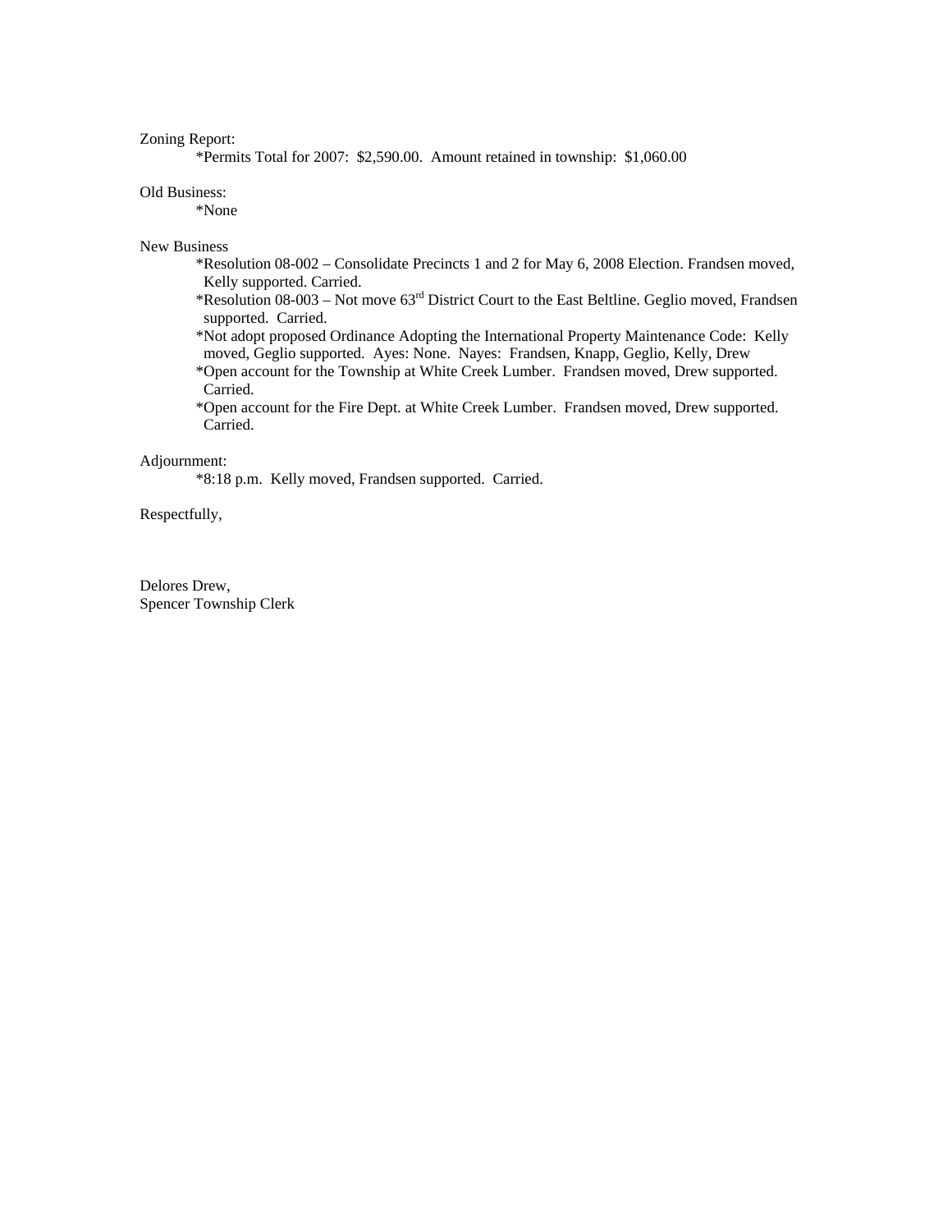Zoning Report:

*Permits Total for 2007: $2,590.00. Amount retained in township: $1,060.00

Old Business:

*None

New Business

*Resolution 08-002 – Consolidate Precincts 1 and 2 for May 6, 2008 Election. Frandsen moved, Kelly supported. Carried.

*Resolution 08-003 – Not move 63rd District Court to the East Beltline. Geglio moved, Frandsen supported. Carried.

*Not adopt proposed Ordinance Adopting the International Property Maintenance Code: Kelly moved, Geglio supported. Ayes: None. Nayes: Frandsen, Knapp, Geglio, Kelly, Drew

*Open account for the Township at White Creek Lumber. Frandsen moved, Drew supported. Carried.

*Open account for the Fire Dept. at White Creek Lumber. Frandsen moved, Drew supported. Carried.

Adjournment:

*8:18 p.m. Kelly moved, Frandsen supported. Carried.

Respectfully,

Delores Drew,
Spencer Township Clerk